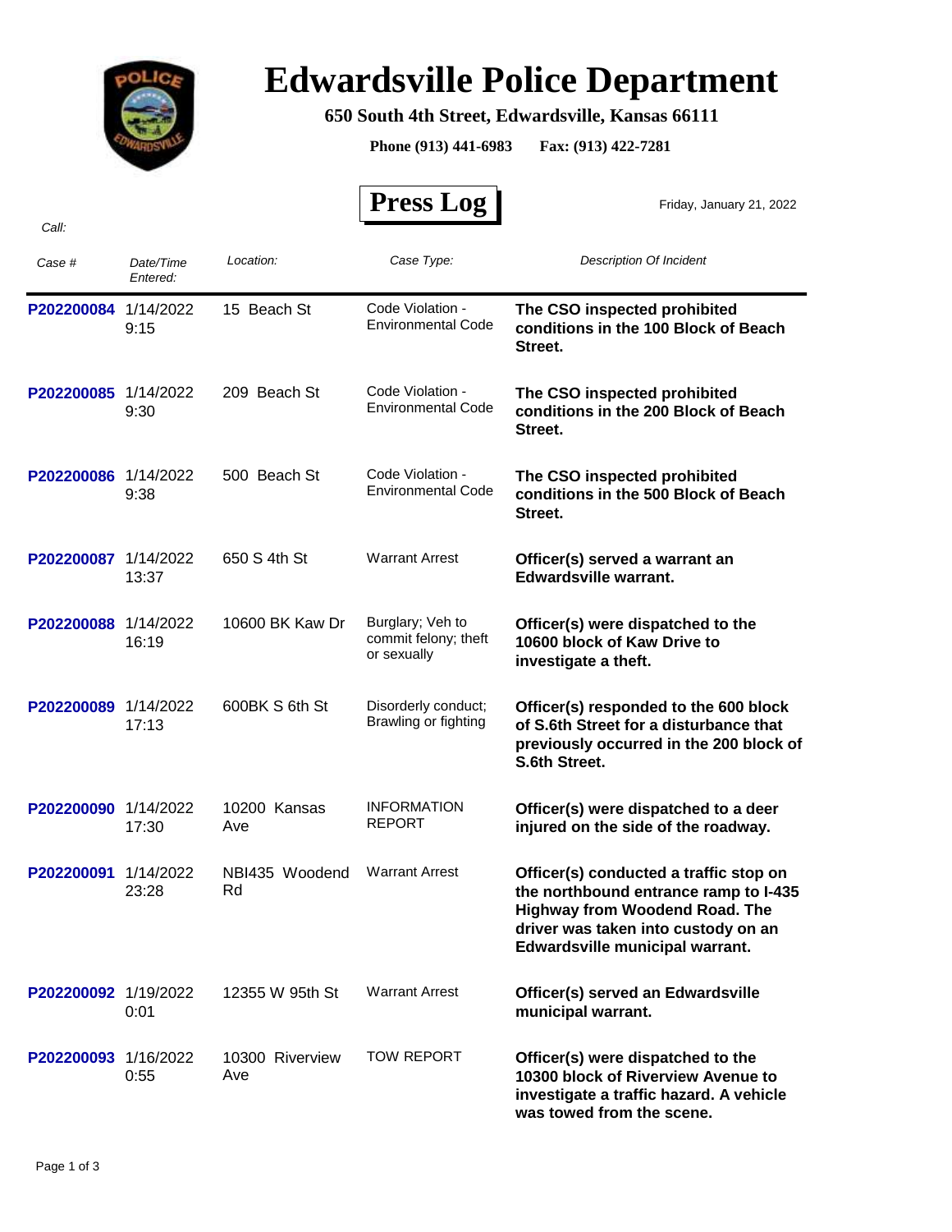# Edwardsville Police Department

**650 South 4th Street, Edwardsville, Kansas 66111**

**Phone (913) 441-6983 Fax: (913) 422-7281**

## Press Log

Friday, January 21, 2022

*Call:*

| *Case #* | *Date/Time Entered:* | *Location:* | *Case Type:* | *Description Of Incident* |
|---|---|---|---|---|
| P202200084 | 1/14/2022 9:15 | 15 Beach St | Code Violation - Environmental Code | **The CSO inspected prohibited conditions in the 100 Block of Beach Street.** |
| P202200085 | 1/14/2022 9:30 | 209 Beach St | Code Violation - Environmental Code | **The CSO inspected prohibited conditions in the 200 Block of Beach Street.** |
| P202200086 | 1/14/2022 9:38 | 500 Beach St | Code Violation - Environmental Code | **The CSO inspected prohibited conditions in the 500 Block of Beach Street.** |
| P202200087 | 1/14/2022 13:37 | 650 S 4th St | Warrant Arrest | **Officer(s) served a warrant an Edwardsville warrant.** |
| P202200088 | 1/14/2022 16:19 | 10600 BK Kaw Dr | Burglary; Veh to commit felony; theft or sexually | **Officer(s) were dispatched to the 10600 block of Kaw Drive to investigate a theft.** |
| P202200089 | 1/14/2022 17:13 | 600BK S 6th St | Disorderly conduct; Brawling or fighting | **Officer(s) responded to the 600 block of S.6th Street for a disturbance that previously occurred in the 200 block of S.6th Street.** |
| P202200090 | 1/14/2022 17:30 | 10200 Kansas Ave | INFORMATION REPORT | **Officer(s) were dispatched to a deer injured on the side of the roadway.** |
| P202200091 | 1/14/2022 23:28 | NBI435 Woodend Rd | Warrant Arrest | **Officer(s) conducted a traffic stop on the northbound entrance ramp to I-435 Highway from Woodend Road. The driver was taken into custody on an Edwardsville municipal warrant.** |
| P202200092 | 1/19/2022 0:01 | 12355 W 95th St | Warrant Arrest | **Officer(s) served an Edwardsville municipal warrant.** |
| P202200093 | 1/16/2022 0:55 | 10300 Riverview Ave | TOW REPORT | **Officer(s) were dispatched to the 10300 block of Riverview Avenue to investigate a traffic hazard. A vehicle was towed from the scene.** |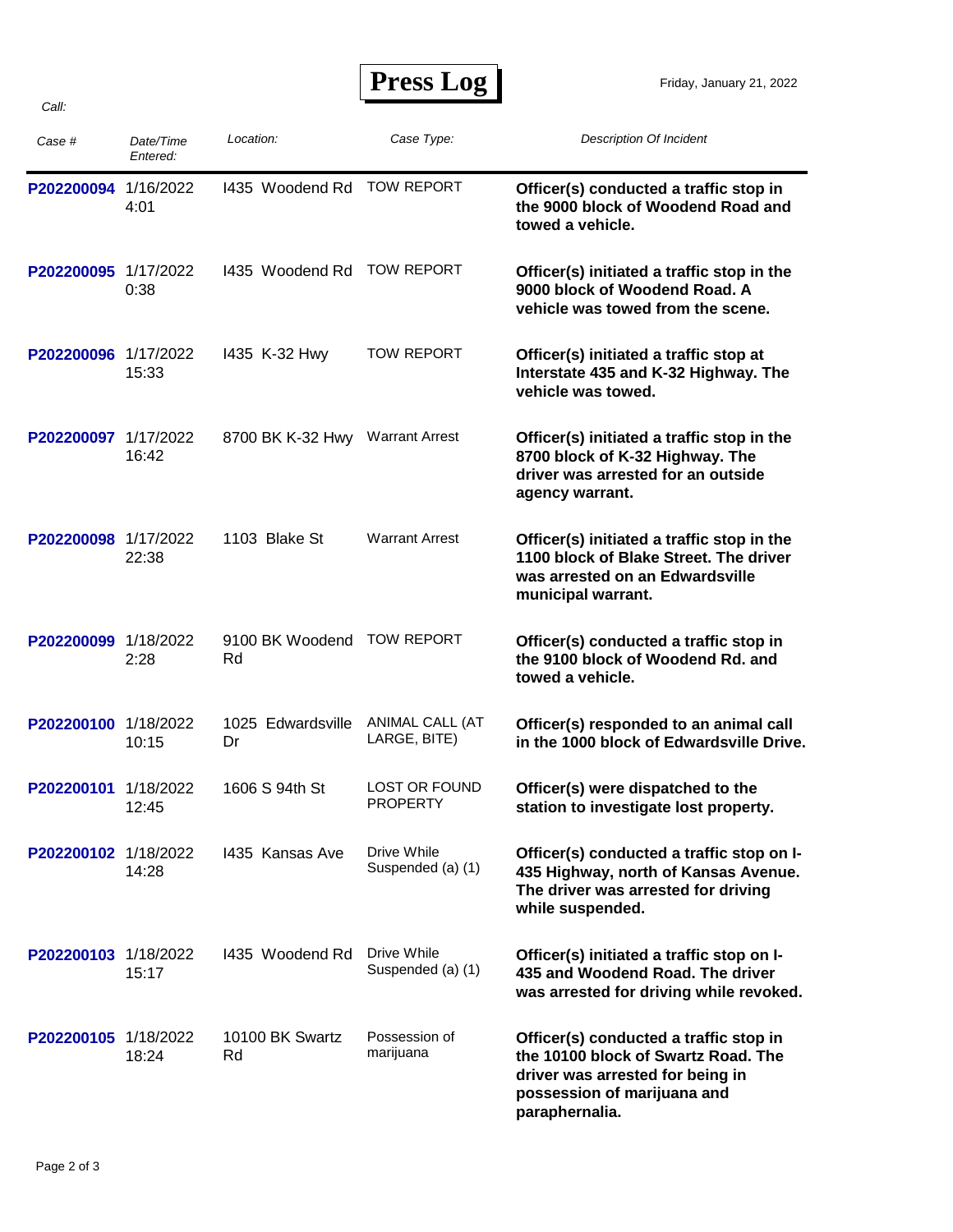# Press Log

Friday, January 21, 2022

*Call:*

| *Case #* | *Date/Time Entered:* | *Location:* | *Case Type:* | *Description Of Incident* |
|---|---|---|---|---|
| **P202200094** | 1/16/2022 4:01 | I435 Woodend Rd | TOW REPORT | **Officer(s) conducted a traffic stop in the 9000 block of Woodend Road and towed a vehicle.** |
| **P202200095** | 1/17/2022 0:38 | I435 Woodend Rd | TOW REPORT | **Officer(s) initiated a traffic stop in the 9000 block of Woodend Road. A vehicle was towed from the scene.** |
| **P202200096** | 1/17/2022 15:33 | I435 K-32 Hwy | TOW REPORT | **Officer(s) initiated a traffic stop at Interstate 435 and K-32 Highway. The vehicle was towed.** |
| **P202200097** | 1/17/2022 16:42 | 8700 BK K-32 Hwy | Warrant Arrest | **Officer(s) initiated a traffic stop in the 8700 block of K-32 Highway. The driver was arrested for an outside agency warrant.** |
| **P202200098** | 1/17/2022 22:38 | 1103 Blake St | Warrant Arrest | **Officer(s) initiated a traffic stop in the 1100 block of Blake Street. The driver was arrested on an Edwardsville municipal warrant.** |
| **P202200099** | 1/18/2022 2:28 | 9100 BK Woodend Rd | TOW REPORT | **Officer(s) conducted a traffic stop in the 9100 block of Woodend Rd. and towed a vehicle.** |
| **P202200100** | 1/18/2022 10:15 | 1025 Edwardsville Dr | ANIMAL CALL (AT LARGE, BITE) | **Officer(s) responded to an animal call in the 1000 block of Edwardsville Drive.** |
| **P202200101** | 1/18/2022 12:45 | 1606 S 94th St | LOST OR FOUND PROPERTY | **Officer(s) were dispatched to the station to investigate lost property.** |
| **P202200102** | 1/18/2022 14:28 | I435 Kansas Ave | Drive While Suspended (a) (1) | **Officer(s) conducted a traffic stop on I-435 Highway, north of Kansas Avenue. The driver was arrested for driving while suspended.** |
| **P202200103** | 1/18/2022 15:17 | I435 Woodend Rd | Drive While Suspended (a) (1) | **Officer(s) initiated a traffic stop on I-435 and Woodend Road. The driver was arrested for driving while revoked.** |
| **P202200105** | 1/18/2022 18:24 | 10100 BK Swartz Rd | Possession of marijuana | **Officer(s) conducted a traffic stop in the 10100 block of Swartz Road. The driver was arrested for being in possession of marijuana and paraphernalia.** |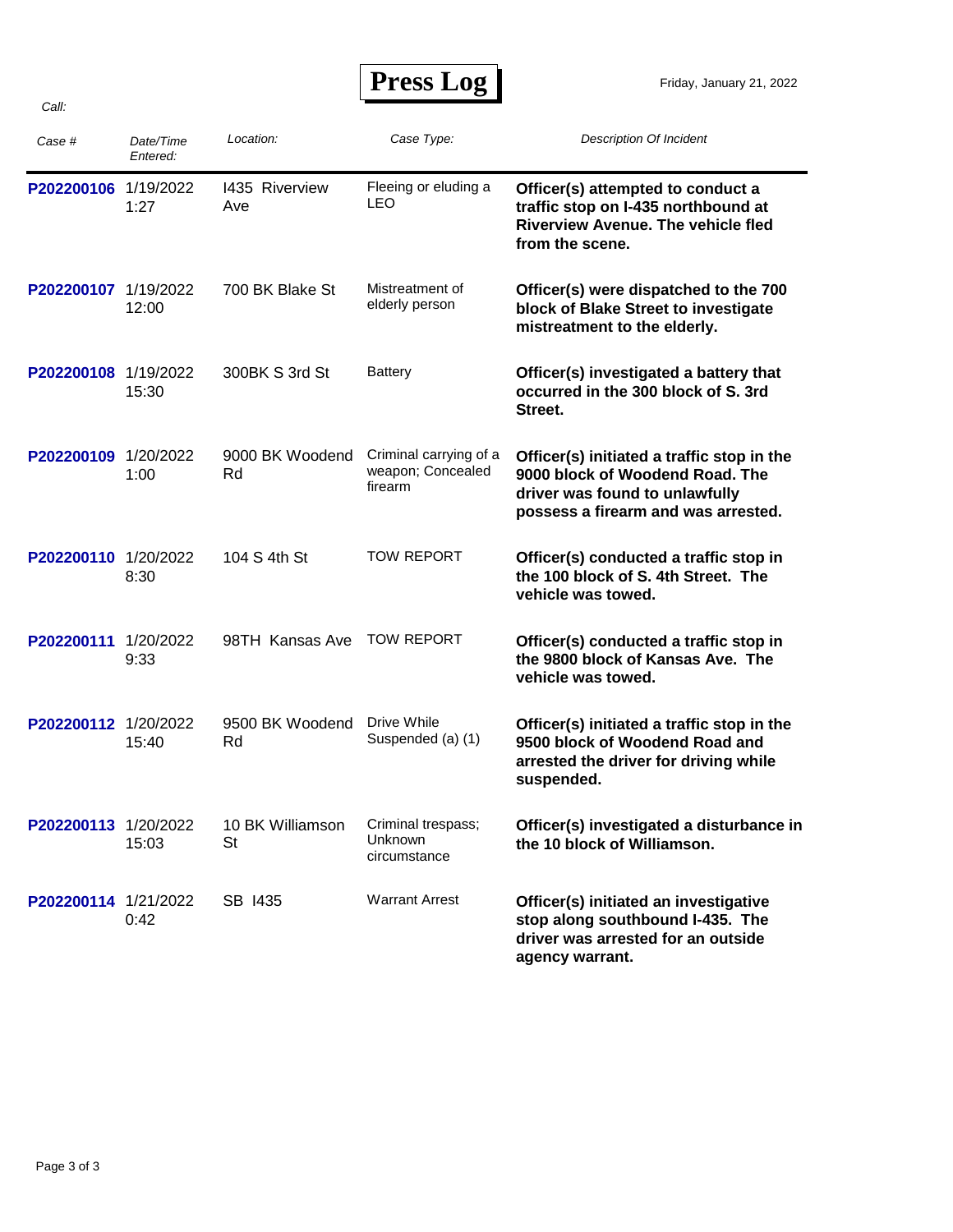# Press Log

Friday, January 21, 2022

*Call:*

| *Case #* | *Date/Time Entered:* | *Location:* | *Case Type:* | *Description Of Incident* |
|---|---|---|---|---|
| P202200106 | 1/19/2022 1:27 | I435 Riverview Ave | Fleeing or eluding a LEO | **Officer(s) attempted to conduct a traffic stop on I-435 northbound at Riverview Avenue. The vehicle fled from the scene.** |
| P202200107 | 1/19/2022 12:00 | 700 BK Blake St | Mistreatment of elderly person | **Officer(s) were dispatched to the 700 block of Blake Street to investigate mistreatment to the elderly.** |
| P202200108 | 1/19/2022 15:30 | 300BK S 3rd St | Battery | **Officer(s) investigated a battery that occurred in the 300 block of S. 3rd Street.** |
| P202200109 | 1/20/2022 1:00 | 9000 BK Woodend Rd | Criminal carrying of a weapon; Concealed firearm | **Officer(s) initiated a traffic stop in the 9000 block of Woodend Road. The driver was found to unlawfully possess a firearm and was arrested.** |
| P202200110 | 1/20/2022 8:30 | 104 S 4th St | TOW REPORT | **Officer(s) conducted a traffic stop in the 100 block of S. 4th Street. The vehicle was towed.** |
| P202200111 | 1/20/2022 9:33 | 98TH Kansas Ave | TOW REPORT | **Officer(s) conducted a traffic stop in the 9800 block of Kansas Ave. The vehicle was towed.** |
| P202200112 | 1/20/2022 15:40 | 9500 BK Woodend Rd | Drive While Suspended (a) (1) | **Officer(s) initiated a traffic stop in the 9500 block of Woodend Road and arrested the driver for driving while suspended.** |
| P202200113 | 1/20/2022 15:03 | 10 BK Williamson St | Criminal trespass; Unknown circumstance | **Officer(s) investigated a disturbance in the 10 block of Williamson.** |
| P202200114 | 1/21/2022 0:42 | SB I435 | Warrant Arrest | **Officer(s) initiated an investigative stop along southbound I-435. The driver was arrested for an outside agency warrant.** |